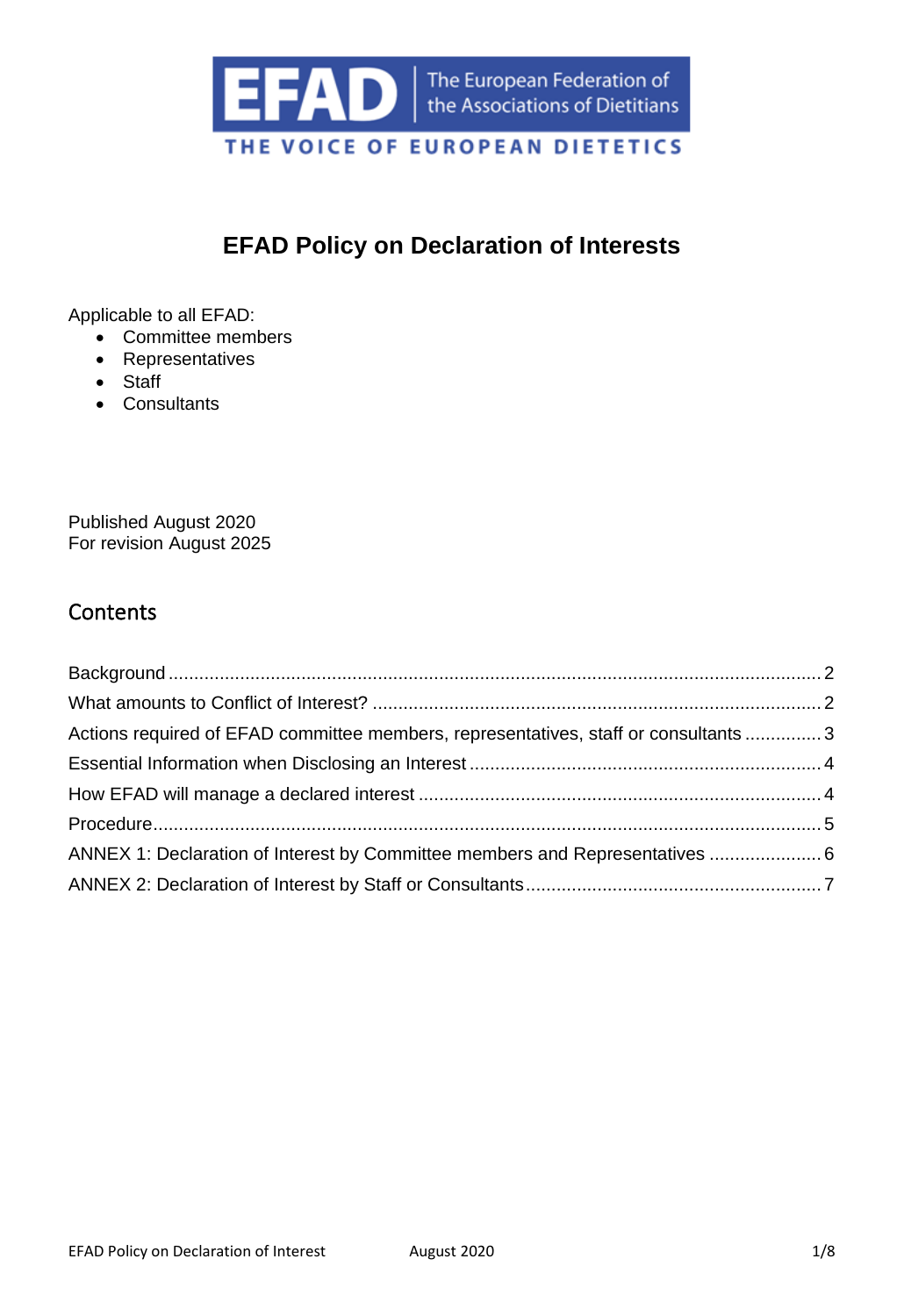EFAD | The European Federation of the Associations of Dietitians

THE VOICE OF EUROPEAN DIETETICS

# EFAD Policy on Declaration of Interests

Applicable to all EFAD:

- Committee members
- Representatives
- Staff
- Consultants

Published August 2020
For revision August 2025

## Contents

Background ........................................................................ 2
What amounts to Conflict of Interest? ........................................................................ 2
Actions required of EFAD committee members, representatives, staff or consultants ............... 3
Essential Information when Disclosing an Interest ........................................................................ 4
How EFAD will manage a declared interest ........................................................................ 4
Procedure ........................................................................ 5
ANNEX 1: Declaration of Interest by Committee members and Representatives ...................... 6
ANNEX 2: Declaration of Interest by Staff or Consultants ........................................................................ 7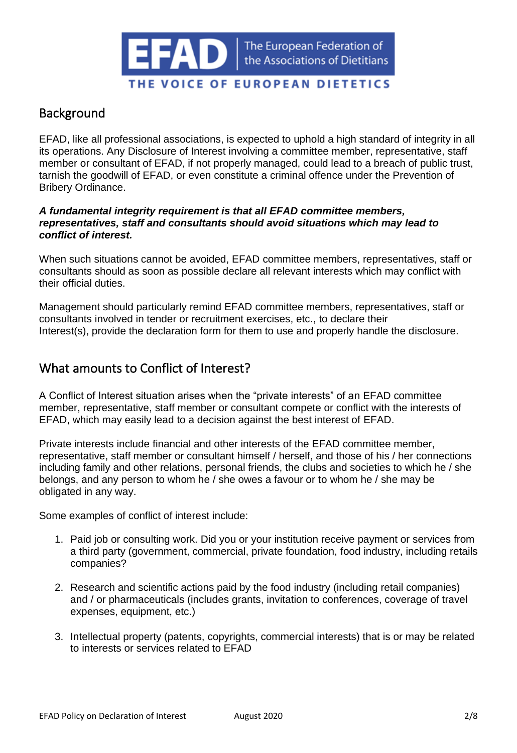## Background

EFAD, like all professional associations, is expected to uphold a high standard of integrity in all its operations. Any Disclosure of Interest involving a committee member, representative, staff member or consultant of EFAD, if not properly managed, could lead to a breach of public trust, tarnish the goodwill of EFAD, or even constitute a criminal offence under the Prevention of Bribery Ordinance.

***A fundamental integrity requirement is that all EFAD committee members, representatives, staff and consultants should avoid situations which may lead to conflict of interest.***

When such situations cannot be avoided, EFAD committee members, representatives, staff or consultants should as soon as possible declare all relevant interests which may conflict with their official duties.

Management should particularly remind EFAD committee members, representatives, staff or consultants involved in tender or recruitment exercises, etc., to declare their Interest(s), provide the declaration form for them to use and properly handle the disclosure.

## What amounts to Conflict of Interest?

A Conflict of Interest situation arises when the "private interests" of an EFAD committee member, representative, staff member or consultant compete or conflict with the interests of EFAD, which may easily lead to a decision against the best interest of EFAD.

Private interests include financial and other interests of the EFAD committee member, representative, staff member or consultant himself / herself, and those of his / her connections including family and other relations, personal friends, the clubs and societies to which he / she belongs, and any person to whom he / she owes a favour or to whom he / she may be obligated in any way.

Some examples of conflict of interest include:

1. Paid job or consulting work. Did you or your institution receive payment or services from a third party (government, commercial, private foundation, food industry, including retails companies?
2. Research and scientific actions paid by the food industry (including retail companies) and / or pharmaceuticals (includes grants, invitation to conferences, coverage of travel expenses, equipment, etc.)
3. Intellectual property (patents, copyrights, commercial interests) that is or may be related to interests or services related to EFAD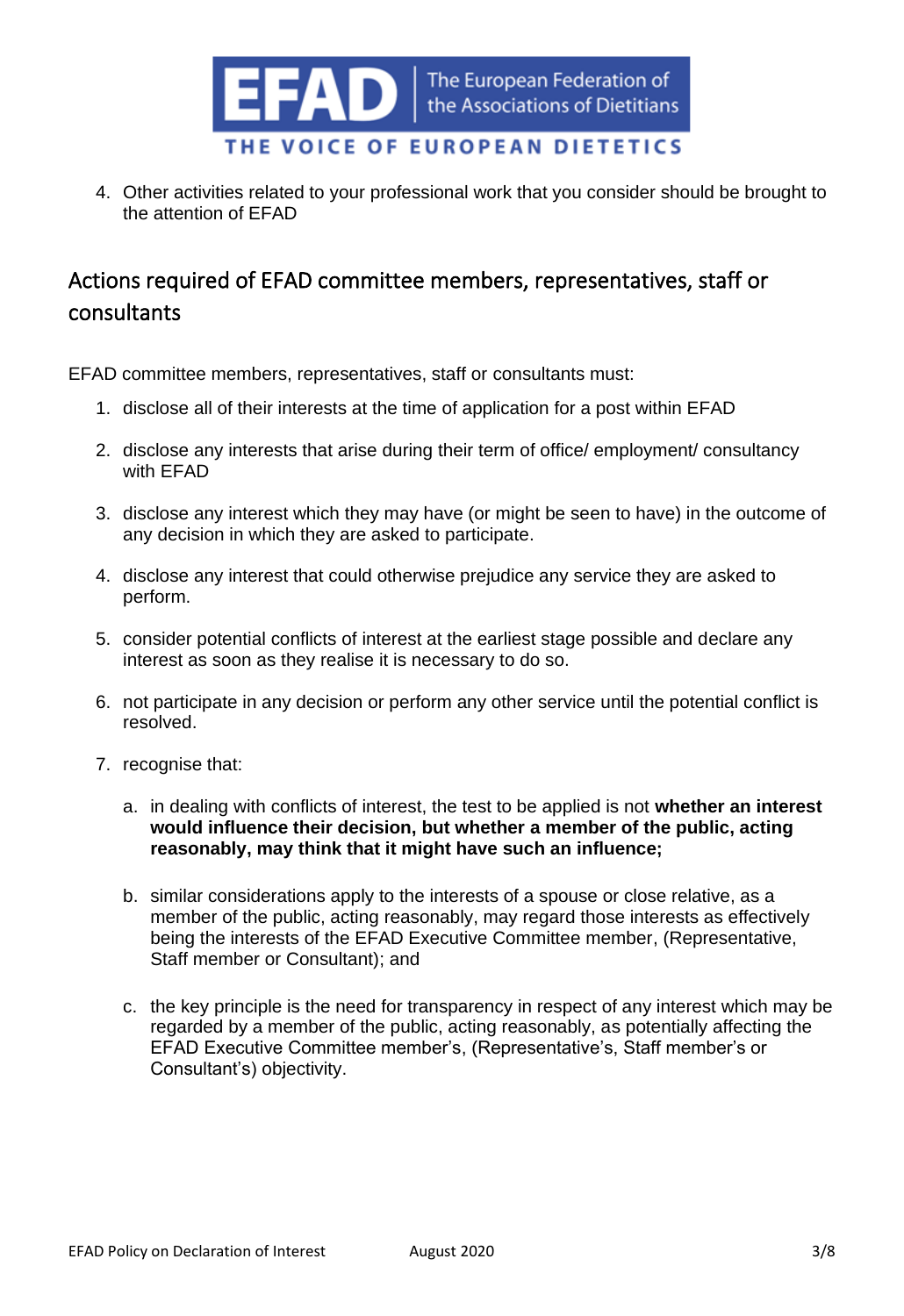4. Other activities related to your professional work that you consider should be brought to the attention of EFAD

## Actions required of EFAD committee members, representatives, staff or consultants

EFAD committee members, representatives, staff or consultants must:

1. disclose all of their interests at the time of application for a post within EFAD

2. disclose any interests that arise during their term of office/ employment/ consultancy with EFAD

3. disclose any interest which they may have (or might be seen to have) in the outcome of any decision in which they are asked to participate.

4. disclose any interest that could otherwise prejudice any service they are asked to perform.

5. consider potential conflicts of interest at the earliest stage possible and declare any interest as soon as they realise it is necessary to do so.

6. not participate in any decision or perform any other service until the potential conflict is resolved.

7. recognise that:

   a. in dealing with conflicts of interest, the test to be applied is not **whether an interest would influence their decision, but whether a member of the public, acting reasonably, may think that it might have such an influence;**

   b. similar considerations apply to the interests of a spouse or close relative, as a member of the public, acting reasonably, may regard those interests as effectively being the interests of the EFAD Executive Committee member, (Representative, Staff member or Consultant); and

   c. the key principle is the need for transparency in respect of any interest which may be regarded by a member of the public, acting reasonably, as potentially affecting the EFAD Executive Committee member's, (Representative's, Staff member's or Consultant's) objectivity.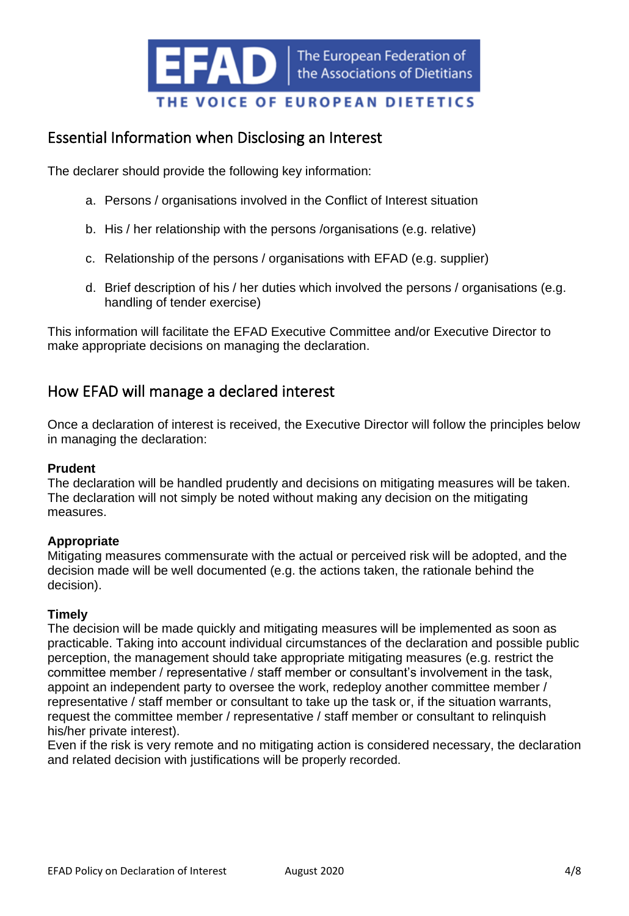## Essential Information when Disclosing an Interest

The declarer should provide the following key information:

a. Persons / organisations involved in the Conflict of Interest situation

b. His / her relationship with the persons /organisations (e.g. relative)

c. Relationship of the persons / organisations with EFAD (e.g. supplier)

d. Brief description of his / her duties which involved the persons / organisations (e.g. handling of tender exercise)

This information will facilitate the EFAD Executive Committee and/or Executive Director to make appropriate decisions on managing the declaration.

## How EFAD will manage a declared interest

Once a declaration of interest is received, the Executive Director will follow the principles below in managing the declaration:

**Prudent**
The declaration will be handled prudently and decisions on mitigating measures will be taken. The declaration will not simply be noted without making any decision on the mitigating measures.

**Appropriate**
Mitigating measures commensurate with the actual or perceived risk will be adopted, and the decision made will be well documented (e.g. the actions taken, the rationale behind the decision).

**Timely**
The decision will be made quickly and mitigating measures will be implemented as soon as practicable. Taking into account individual circumstances of the declaration and possible public perception, the management should take appropriate mitigating measures (e.g. restrict the committee member / representative / staff member or consultant's involvement in the task, appoint an independent party to oversee the work, redeploy another committee member / representative / staff member or consultant to take up the task or, if the situation warrants, request the committee member / representative / staff member or consultant to relinquish his/her private interest).
Even if the risk is very remote and no mitigating action is considered necessary, the declaration and related decision with justifications will be properly recorded.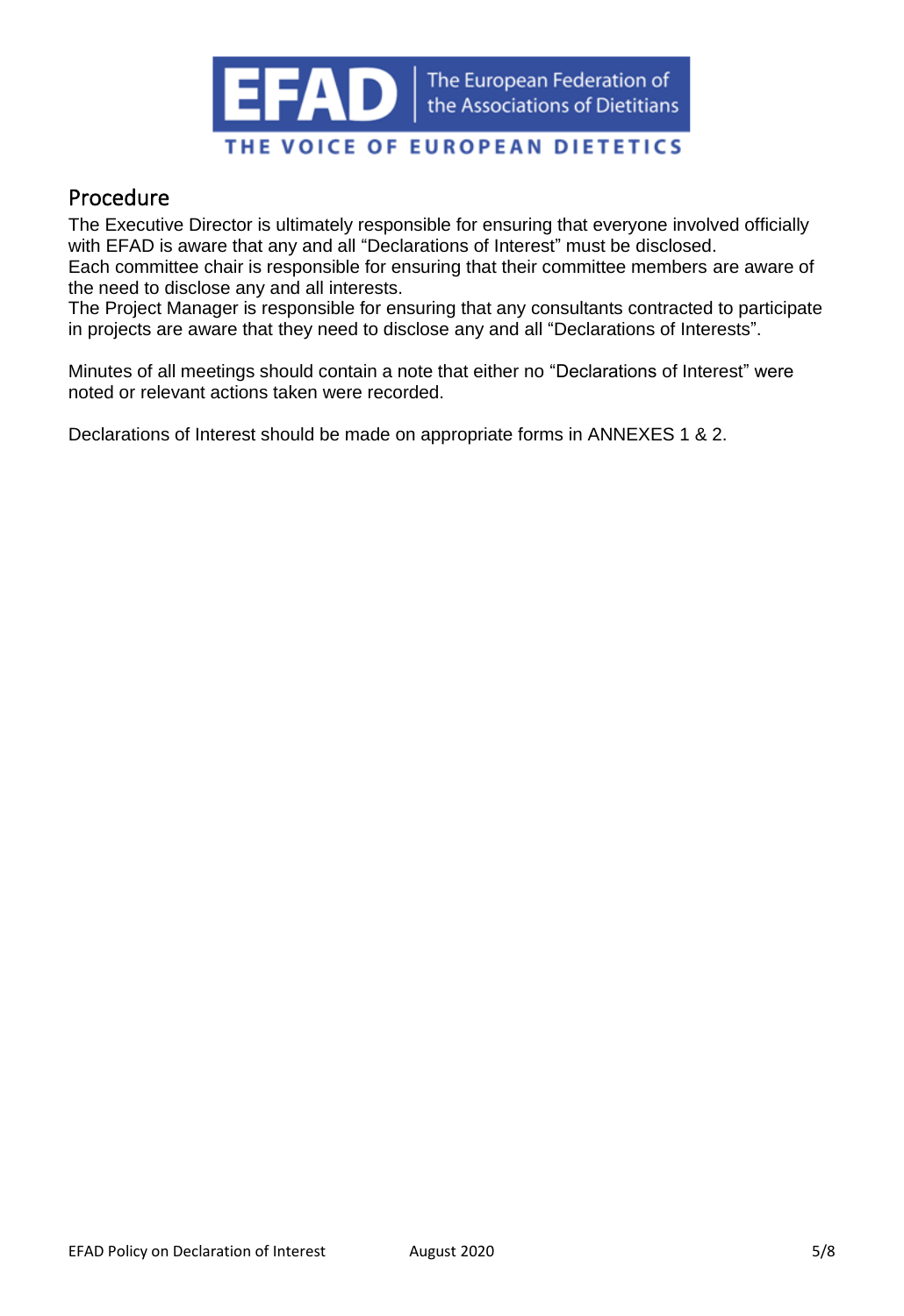## Procedure

The Executive Director is ultimately responsible for ensuring that everyone involved officially with EFAD is aware that any and all "Declarations of Interest" must be disclosed.
Each committee chair is responsible for ensuring that their committee members are aware of the need to disclose any and all interests.
The Project Manager is responsible for ensuring that any consultants contracted to participate in projects are aware that they need to disclose any and all "Declarations of Interests".

Minutes of all meetings should contain a note that either no "Declarations of Interest" were noted or relevant actions taken were recorded.

Declarations of Interest should be made on appropriate forms in ANNEXES 1 & 2.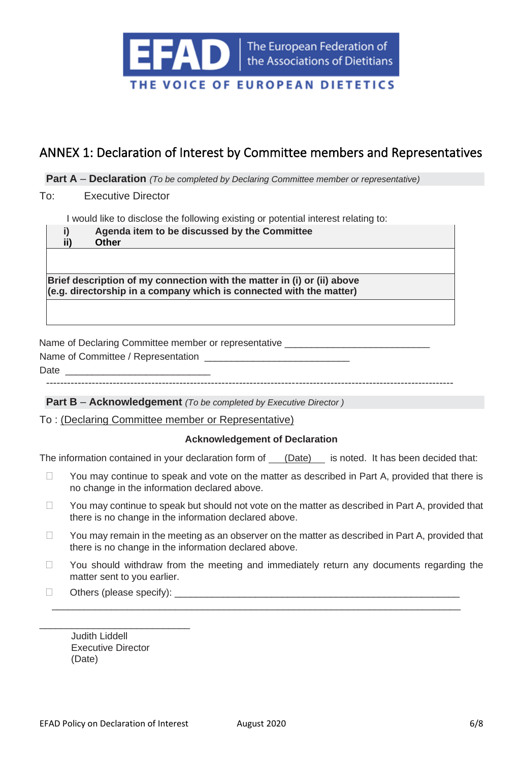EFAD | The European Federation of the Associations of Dietitians

THE VOICE OF EUROPEAN DIETETICS

# ANNEX 1: Declaration of Interest by Committee members and Representatives

**Part A – Declaration** *(To be completed by Declaring Committee member or representative)*

To: Executive Director

I would like to disclose the following existing or potential interest relating to:

| |
|---|
| **i) Agenda item to be discussed by the Committee**<br>**ii) Other** |
| |
| **Brief description of my connection with the matter in (i) or (ii) above (e.g. directorship in a company which is connected with the matter)** |
| |

Name of Declaring Committee member or representative ___________________________

Name of Committee / Representation ___________________________

Date ___________________________

---

**Part B – Acknowledgement** *(To be completed by Executive Director )*

To : (Declaring Committee member or Representative)

**Acknowledgement of Declaration**

The information contained in your declaration form of ___(Date)___ is noted. It has been decided that:

- ☐ You may continue to speak and vote on the matter as described in Part A, provided that there is no change in the information declared above.
- ☐ You may continue to speak but should not vote on the matter as described in Part A, provided that there is no change in the information declared above.
- ☐ You may remain in the meeting as an observer on the matter as described in Part A, provided that there is no change in the information declared above.
- ☐ You should withdraw from the meeting and immediately return any documents regarding the matter sent to you earlier.
- ☐ Others (please specify): ___________________________________________________________
___________________________________________________________

___________________________

Judith Liddell
Executive Director
(Date)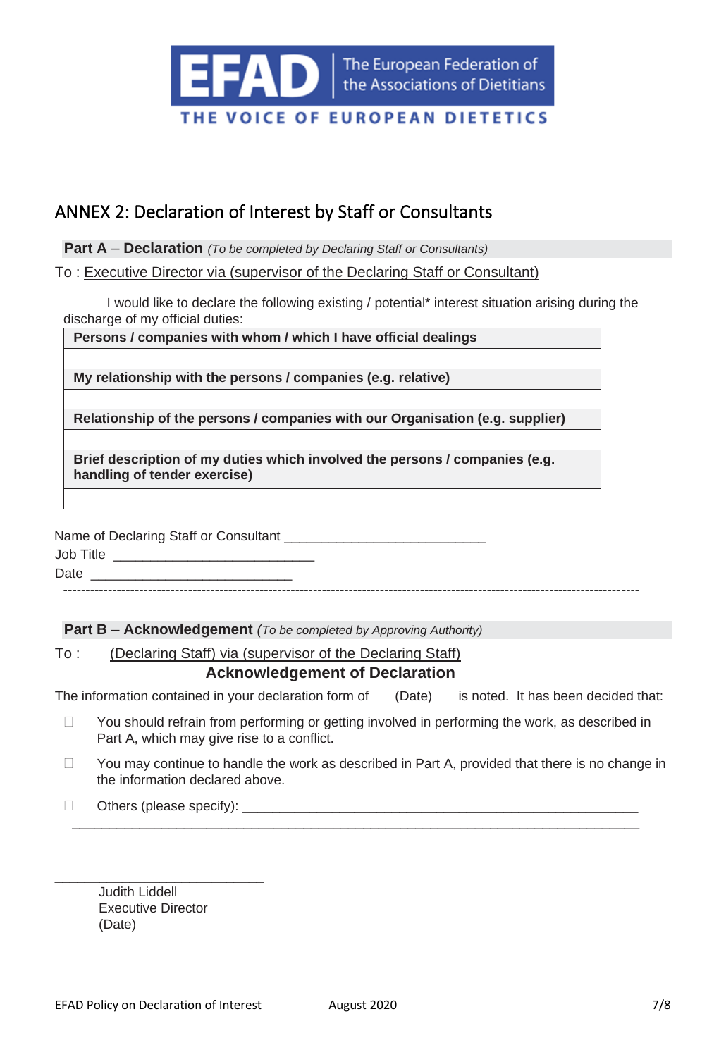EFAD | The European Federation of the Associations of Dietitians

THE VOICE OF EUROPEAN DIETETICS

# ANNEX 2: Declaration of Interest by Staff or Consultants

**Part A** – **Declaration** *(To be completed by Declaring Staff or Consultants)*

To : Executive Director via (supervisor of the Declaring Staff or Consultant)

I would like to declare the following existing / potential* interest situation arising during the discharge of my official duties:

| |
|---|
| **Persons / companies with whom / which I have official dealings** |
| |
| **My relationship with the persons / companies (e.g. relative)** |
| |
| **Relationship of the persons / companies with our Organisation (e.g. supplier)** |
| |
| **Brief description of my duties which involved the persons / companies (e.g. handling of tender exercise)** |
| |

Name of Declaring Staff or Consultant ___________________________

Job Title ___________________________

Date ___________________________

---

**Part B** – **Acknowledgement** *(To be completed by Approving Authority)*

To : (Declaring Staff) via (supervisor of the Declaring Staff)

**Acknowledgement of Declaration**

The information contained in your declaration form of ___(Date)___ is noted. It has been decided that:

☐ You should refrain from performing or getting involved in performing the work, as described in Part A, which may give rise to a conflict.

☐ You may continue to handle the work as described in Part A, provided that there is no change in the information declared above.

☐ Others (please specify): ___________________________________________________________
_____________________________________________________________________________

_____________________________

Judith Liddell
Executive Director
(Date)